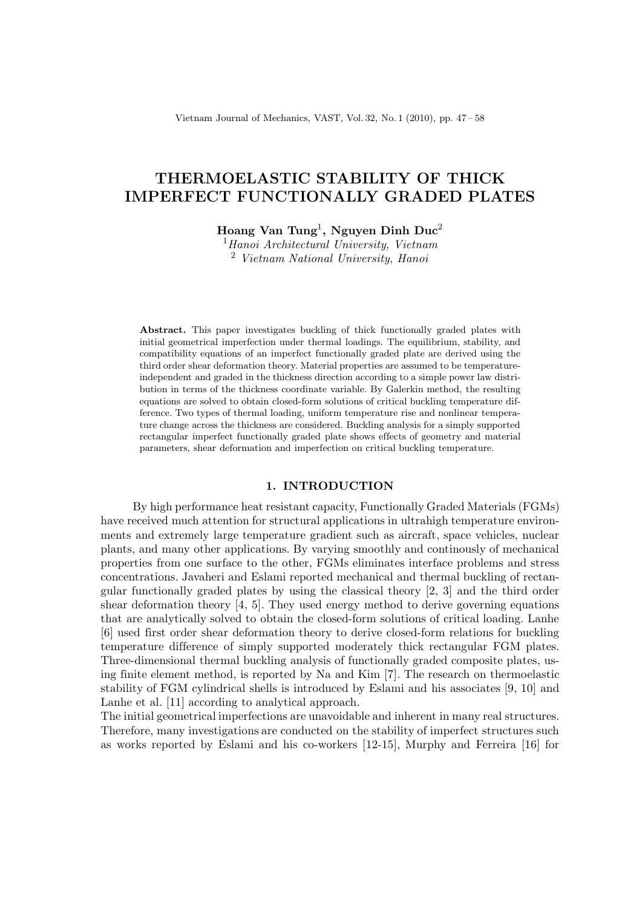# THERMOELASTIC STABILITY OF THICK IMPERFECT FUNCTIONALLY GRADED PLATES

**Hoang Van Tung[1], Nguyen Dinh Duc[2]**

[1] *Hanoi Architectural University, Vietnam*
[2] *Vietnam National University, Hanoi*

**Abstract.** This paper investigates buckling of thick functionally graded plates with initial geometrical imperfection under thermal loadings. The equilibrium, stability, and compatibility equations of an imperfect functionally graded plate are derived using the third order shear deformation theory. Material properties are assumed to be temperature-independent and graded in the thickness direction according to a simple power law distribution in terms of the thickness coordinate variable. By Galerkin method, the resulting equations are solved to obtain closed-form solutions of critical buckling temperature difference. Two types of thermal loading, uniform temperature rise and nonlinear temperature change across the thickness are considered. Buckling analysis for a simply supported rectangular imperfect functionally graded plate shows effects of geometry and material parameters, shear deformation and imperfection on critical buckling temperature.

## 1. INTRODUCTION

By high performance heat resistant capacity, Functionally Graded Materials (FGMs) have received much attention for structural applications in ultrahigh temperature environments and extremely large temperature gradient such as aircraft, space vehicles, nuclear plants, and many other applications. By varying smoothly and continously of mechanical properties from one surface to the other, FGMs eliminates interface problems and stress concentrations. Javaheri and Eslami reported mechanical and thermal buckling of rectangular functionally graded plates by using the classical theory [2, 3] and the third order shear deformation theory [4, 5]. They used energy method to derive governing equations that are analytically solved to obtain the closed-form solutions of critical loading. Lanhe [6] used first order shear deformation theory to derive closed-form relations for buckling temperature difference of simply supported moderately thick rectangular FGM plates. Three-dimensional thermal buckling analysis of functionally graded composite plates, using finite element method, is reported by Na and Kim [7]. The research on thermoelastic stability of FGM cylindrical shells is introduced by Eslami and his associates [9, 10] and Lanhe et al. [11] according to analytical approach.

The initial geometrical imperfections are unavoidable and inherent in many real structures. Therefore, many investigations are conducted on the stability of imperfect structures such as works reported by Eslami and his co-workers [12-15], Murphy and Ferreira [16] for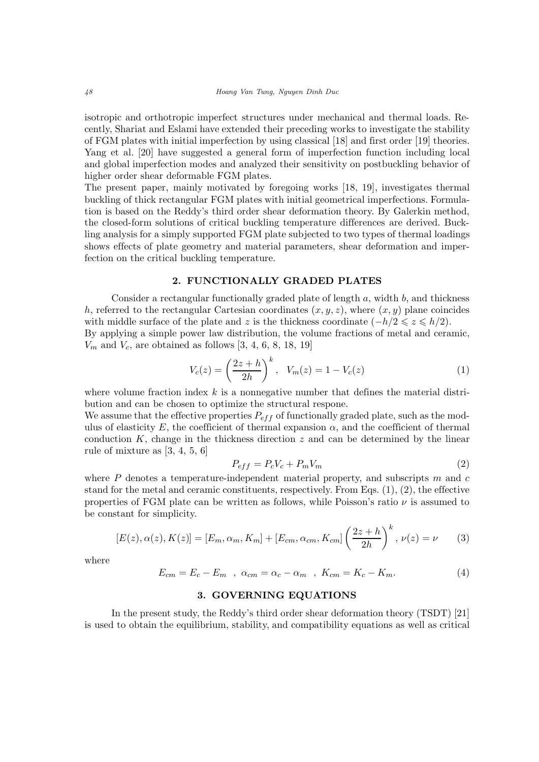isotropic and orthotropic imperfect structures under mechanical and thermal loads. Recently, Shariat and Eslami have extended their preceding works to investigate the stability of FGM plates with initial imperfection by using classical [18] and first order [19] theories. Yang et al. [20] have suggested a general form of imperfection function including local and global imperfection modes and analyzed their sensitivity on postbuckling behavior of higher order shear deformable FGM plates.

The present paper, mainly motivated by foregoing works [18, 19], investigates thermal buckling of thick rectangular FGM plates with initial geometrical imperfections. Formulation is based on the Reddy's third order shear deformation theory. By Galerkin method, the closed-form solutions of critical buckling temperature differences are derived. Buckling analysis for a simply supported FGM plate subjected to two types of thermal loadings shows effects of plate geometry and material parameters, shear deformation and imperfection on the critical buckling temperature.

## 2. FUNCTIONALLY GRADED PLATES

Consider a rectangular functionally graded plate of length $a$, width $b$, and thickness $h$, referred to the rectangular Cartesian coordinates $(x, y, z)$, where $(x, y)$ plane coincides with middle surface of the plate and $z$ is the thickness coordinate $(-h/2 \leqslant z \leqslant h/2)$.
By applying a simple power law distribution, the volume fractions of metal and ceramic, $V_m$ and $V_c$, are obtained as follows [3, 4, 6, 8, 18, 19]

$$V_c(z) = \left(\frac{2z+h}{2h}\right)^k, \quad V_m(z) = 1 - V_c(z) \tag{1}$$

where volume fraction index $k$ is a nonnegative number that defines the material distribution and can be chosen to optimize the structural respone.

We assume that the effective properties $P_{eff}$ of functionally graded plate, such as the modulus of elasticity $E$, the coefficient of thermal expansion $\alpha$, and the coefficient of thermal conduction $K$, change in the thickness direction $z$ and can be determined by the linear rule of mixture as [3, 4, 5, 6]

$$P_{eff} = P_c V_c + P_m V_m \tag{2}$$

where $P$ denotes a temperature-independent material property, and subscripts $m$ and $c$ stand for the metal and ceramic constituents, respectively. From Eqs. (1), (2), the effective properties of FGM plate can be written as follows, while Poisson's ratio $\nu$ is assumed to be constant for simplicity.

$$[E(z), \alpha(z), K(z)] = [E_m, \alpha_m, K_m] + [E_{cm}, \alpha_{cm}, K_{cm}]\left(\frac{2z+h}{2h}\right)^k, \ \nu(z) = \nu \tag{3}$$

where

$$E_{cm} = E_c - E_m \ \ , \ \alpha_{cm} = \alpha_c - \alpha_m \ \ , \ K_{cm} = K_c - K_m. \tag{4}$$

## 3. GOVERNING EQUATIONS

In the present study, the Reddy's third order shear deformation theory (TSDT) [21] is used to obtain the equilibrium, stability, and compatibility equations as well as critical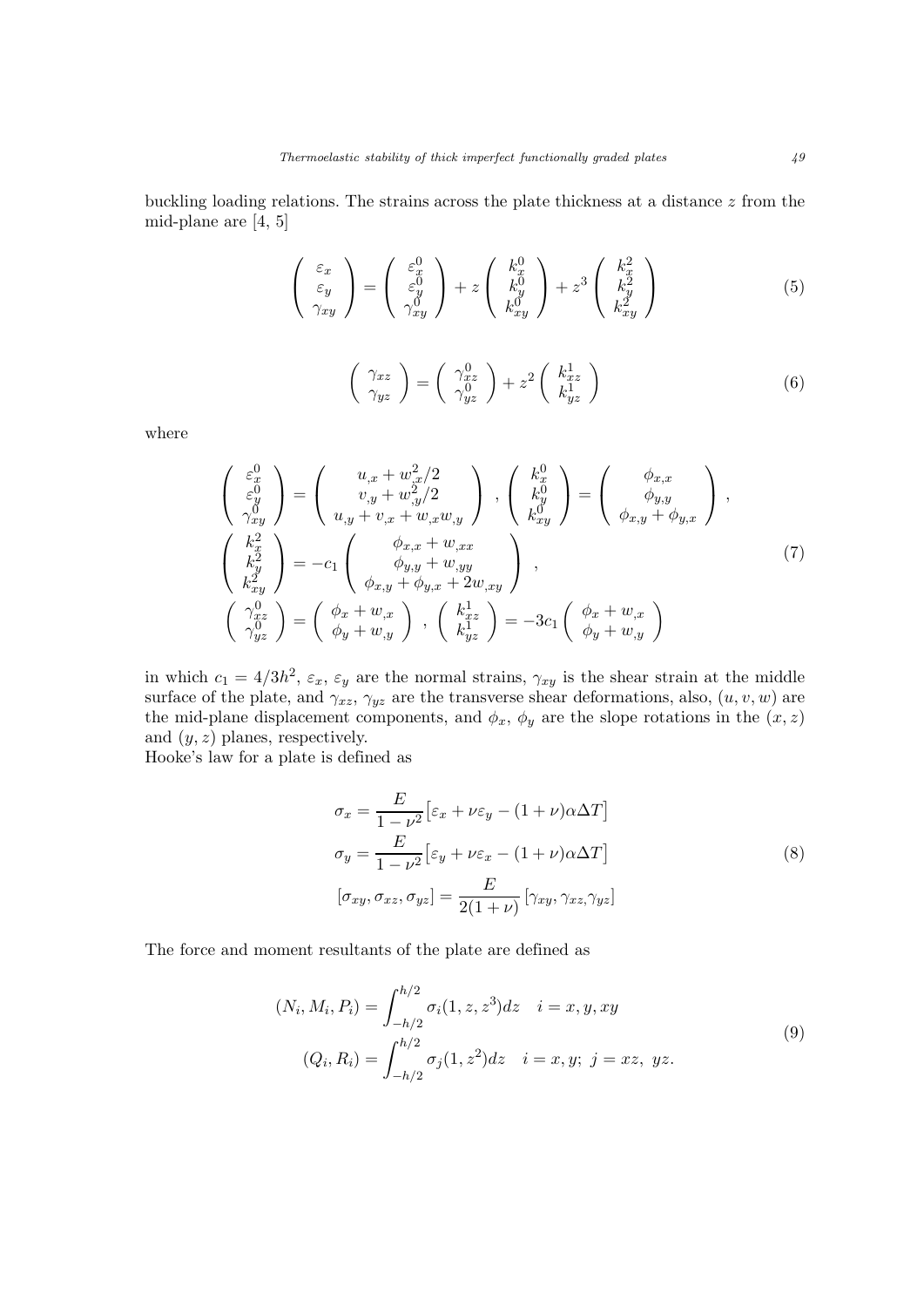buckling loading relations. The strains across the plate thickness at a distance $z$ from the mid-plane are [4, 5]

$$
\begin{pmatrix} \varepsilon_x \\ \varepsilon_y \\ \gamma_{xy} \end{pmatrix} = \begin{pmatrix} \varepsilon_x^0 \\ \varepsilon_y^0 \\ \gamma_{xy}^0 \end{pmatrix} + z \begin{pmatrix} k_x^0 \\ k_y^0 \\ k_{xy}^0 \end{pmatrix} + z^3 \begin{pmatrix} k_x^2 \\ k_y^2 \\ k_{xy}^2 \end{pmatrix} \tag{5}
$$

$$
\begin{pmatrix} \gamma_{xz} \\ \gamma_{yz} \end{pmatrix} = \begin{pmatrix} \gamma_{xz}^0 \\ \gamma_{yz}^0 \end{pmatrix} + z^2 \begin{pmatrix} k_{xz}^1 \\ k_{yz}^1 \end{pmatrix} \tag{6}
$$

where

$$
\begin{gathered}
\begin{pmatrix} \varepsilon_x^0 \\ \varepsilon_y^0 \\ \gamma_{xy}^0 \end{pmatrix} = \begin{pmatrix} u_{,x} + w_{,x}^2/2 \\ v_{,y} + w_{,y}^2/2 \\ u_{,y} + v_{,x} + w_{,x} w_{,y} \end{pmatrix}, \begin{pmatrix} k_x^0 \\ k_y^0 \\ k_{xy}^0 \end{pmatrix} = \begin{pmatrix} \phi_{x,x} \\ \phi_{y,y} \\ \phi_{x,y} + \phi_{y,x} \end{pmatrix}, \\
\begin{pmatrix} k_x^2 \\ k_y^2 \\ k_{xy}^2 \end{pmatrix} = -c_1 \begin{pmatrix} \phi_{x,x} + w_{,xx} \\ \phi_{y,y} + w_{,yy} \\ \phi_{x,y} + \phi_{y,x} + 2w_{,xy} \end{pmatrix}, \\
\begin{pmatrix} \gamma_{xz}^0 \\ \gamma_{yz}^0 \end{pmatrix} = \begin{pmatrix} \phi_x + w_{,x} \\ \phi_y + w_{,y} \end{pmatrix}, \begin{pmatrix} k_{xz}^1 \\ k_{yz}^1 \end{pmatrix} = -3c_1 \begin{pmatrix} \phi_x + w_{,x} \\ \phi_y + w_{,y} \end{pmatrix}
\end{gathered} \tag{7}
$$

in which $c_1 = 4/3h^2$, $\varepsilon_x$, $\varepsilon_y$ are the normal strains, $\gamma_{xy}$ is the shear strain at the middle surface of the plate, and $\gamma_{xz}$, $\gamma_{yz}$ are the transverse shear deformations, also, $(u, v, w)$ are the mid-plane displacement components, and $\phi_x$, $\phi_y$ are the slope rotations in the $(x, z)$ and $(y, z)$ planes, respectively.

Hooke's law for a plate is defined as

$$
\begin{aligned}
\sigma_x &= \frac{E}{1-\nu^2}\big[\varepsilon_x + \nu\varepsilon_y - (1+\nu)\alpha\Delta T\big] \\
\sigma_y &= \frac{E}{1-\nu^2}\big[\varepsilon_y + \nu\varepsilon_x - (1+\nu)\alpha\Delta T\big] \\
[\sigma_{xy}, \sigma_{xz}, \sigma_{yz}] &= \frac{E}{2(1+\nu)}\,[\gamma_{xy}, \gamma_{xz}, \gamma_{yz}]
\end{aligned} \tag{8}
$$

The force and moment resultants of the plate are defined as

$$
\begin{aligned}
(N_i, M_i, P_i) &= \int_{-h/2}^{h/2} \sigma_i (1, z, z^3) dz \quad i = x, y, xy \\
(Q_i, R_i) &= \int_{-h/2}^{h/2} \sigma_j (1, z^2) dz \quad i = x, y;\ j = xz,\ yz.
\end{aligned} \tag{9}
$$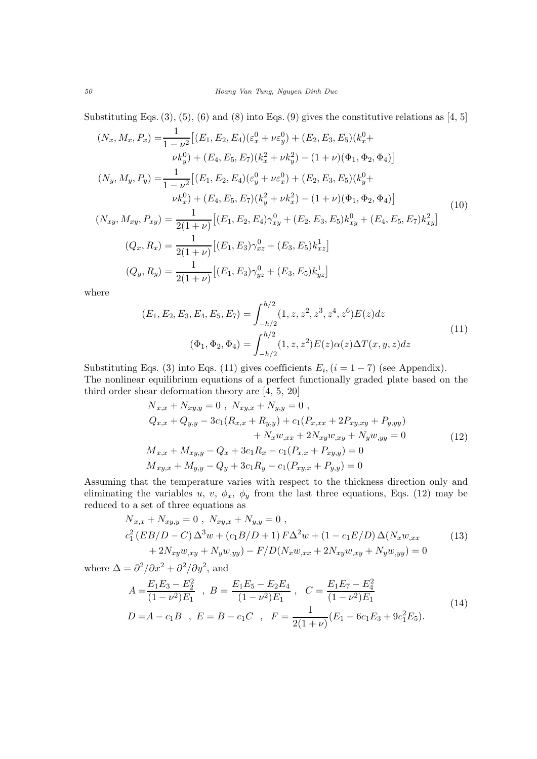Substituting Eqs. (3), (5), (6) and (8) into Eqs. (9) gives the constitutive relations as [4, 5]

$$
\begin{aligned}
(N_x, M_x, P_x) =& \frac{1}{1-\nu^2}\big[(E_1, E_2, E_4)(\varepsilon_x^0 + \nu\varepsilon_y^0) + (E_2, E_3, E_5)(k_x^0 + \\
& \nu k_y^0) + (E_4, E_5, E_7)(k_x^2 + \nu k_y^2) - (1+\nu)(\Phi_1, \Phi_2, \Phi_4)\big] \\
(N_y, M_y, P_y) =& \frac{1}{1-\nu^2}\big[(E_1, E_2, E_4)(\varepsilon_y^0 + \nu\varepsilon_x^0) + (E_2, E_3, E_5)(k_y^0 + \\
& \nu k_x^0) + (E_4, E_5, E_7)(k_y^2 + \nu k_x^2) - (1+\nu)(\Phi_1, \Phi_2, \Phi_4)\big] \\
(N_{xy}, M_{xy}, P_{xy}) =& \frac{1}{2(1+\nu)}\big[(E_1, E_2, E_4)\gamma_{xy}^0 + (E_2, E_3, E_5)k_{xy}^0 + (E_4, E_5, E_7)k_{xy}^2\big] \\
(Q_x, R_x) =& \frac{1}{2(1+\nu)}\big[(E_1, E_3)\gamma_{xz}^0 + (E_3, E_5)k_{xz}^1\big] \\
(Q_y, R_y) =& \frac{1}{2(1+\nu)}\big[(E_1, E_3)\gamma_{yz}^0 + (E_3, E_5)k_{yz}^1\big]
\end{aligned}
\tag{10}
$$

where

$$
\begin{aligned}
(E_1, E_2, E_3, E_4, E_5, E_7) &= \int_{-h/2}^{h/2} (1, z, z^2, z^3, z^4, z^6) E(z) dz \\
(\Phi_1, \Phi_2, \Phi_4) &= \int_{-h/2}^{h/2} (1, z, z^2) E(z)\alpha(z)\Delta T(x, y, z) dz
\end{aligned}
\tag{11}
$$

Substituting Eqs. (3) into Eqs. (11) gives coefficients $E_i, (i = 1-7)$ (see Appendix).
The nonlinear equilibrium equations of a perfect functionally graded plate based on the third order shear deformation theory are [4, 5, 20]

$$
\begin{aligned}
& N_{x,x} + N_{xy,y} = 0 \ , \ N_{xy,x} + N_{y,y} = 0 \ , \\
& Q_{x,x} + Q_{y,y} - 3c_1(R_{x,x} + R_{y,y}) + c_1(P_{x,xx} + 2P_{xy,xy} + P_{y,yy}) \\
& \qquad + N_x w_{,xx} + 2N_{xy} w_{,xy} + N_y w_{,yy} = 0 \\
& M_{x,x} + M_{xy,y} - Q_x + 3c_1 R_x - c_1(P_{x,x} + P_{xy,y}) = 0 \\
& M_{xy,x} + M_{y,y} - Q_y + 3c_1 R_y - c_1(P_{xy,x} + P_{y,y}) = 0
\end{aligned}
\tag{12}
$$

Assuming that the temperature varies with respect to the thickness direction only and eliminating the variables $u$, $v$, $\phi_x$, $\phi_y$ from the last three equations, Eqs. (12) may be reduced to a set of three equations as

$$
\begin{aligned}
& N_{x,x} + N_{xy,y} = 0 \ , \ N_{xy,x} + N_{y,y} = 0 \ , \\
& c_1^2\left(EB/D - C\right)\Delta^3 w + \left(c_1 B/D + 1\right) F\Delta^2 w + \left(1 - c_1 E/D\right)\Delta(N_x w_{,xx} \\
& \qquad + 2N_{xy} w_{,xy} + N_y w_{,yy}) - F/D(N_x w_{,xx} + 2N_{xy} w_{,xy} + N_y w_{,yy}) = 0
\end{aligned}
\tag{13}
$$

where $\Delta = \partial^2/\partial x^2 + \partial^2/\partial y^2$, and

$$
\begin{aligned}
A =& \frac{E_1 E_3 - E_2^2}{(1-\nu^2)E_1} \ , \ B = \frac{E_1 E_5 - E_2 E_4}{(1-\nu^2)E_1} \ , \ C = \frac{E_1 E_7 - E_4^2}{(1-\nu^2)E_1} \\
D =& A - c_1 B \ , \ E = B - c_1 C \ , \ F = \frac{1}{2(1+\nu)}(E_1 - 6c_1 E_3 + 9c_1^2 E_5).
\end{aligned}
\tag{14}
$$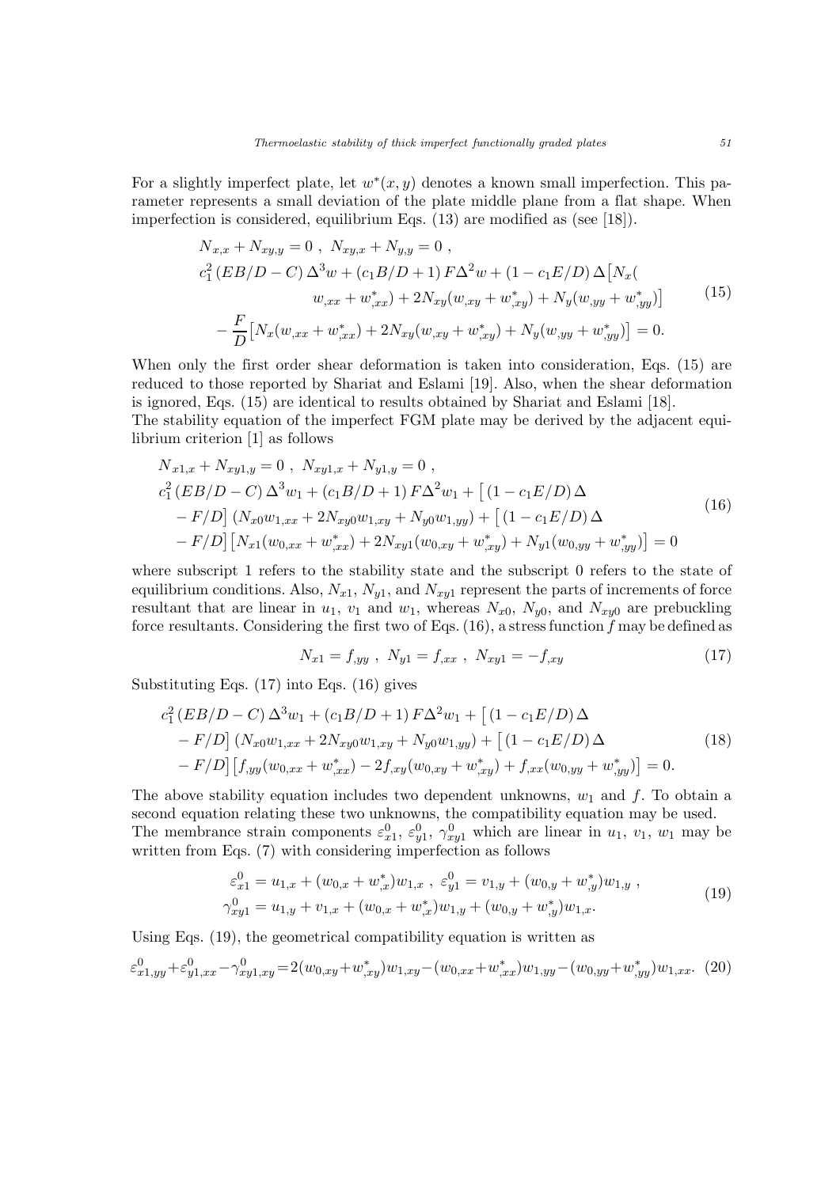For a slightly imperfect plate, let $w^*(x,y)$ denotes a known small imperfection. This parameter represents a small deviation of the plate middle plane from a flat shape. When imperfection is considered, equilibrium Eqs. (13) are modified as (see [18]).

$$
\begin{aligned}
&N_{x,x} + N_{xy,y} = 0 \ , \ N_{xy,x} + N_{y,y} = 0 \ , \\
&c_1^2 \left( EB/D - C \right) \Delta^3 w + \left( c_1 B/D + 1 \right) F \Delta^2 w + \left( 1 - c_1 E/D \right) \Delta \big[ N_x ( \\
&\qquad\qquad w_{,xx} + w^*_{,xx}) + 2N_{xy}(w_{,xy} + w^*_{,xy}) + N_y(w_{,yy} + w^*_{,yy}) \big] \\
&\quad - \frac{F}{D} \big[ N_x(w_{,xx} + w^*_{,xx}) + 2N_{xy}(w_{,xy} + w^*_{,xy}) + N_y(w_{,yy} + w^*_{,yy}) \big] = 0.
\end{aligned}
\tag{15}
$$

When only the first order shear deformation is taken into consideration, Eqs. (15) are reduced to those reported by Shariat and Eslami [19]. Also, when the shear deformation is ignored, Eqs. (15) are identical to results obtained by Shariat and Eslami [18].

The stability equation of the imperfect FGM plate may be derived by the adjacent equilibrium criterion [1] as follows

$$
\begin{aligned}
&N_{x1,x} + N_{xy1,y} = 0 \ , \ N_{xy1,x} + N_{y1,y} = 0 \ , \\
&c_1^2 \left( EB/D - C \right) \Delta^3 w_1 + \left( c_1 B/D + 1 \right) F \Delta^2 w_1 + \big[ \left( 1 - c_1 E/D \right) \Delta \\
&\quad - F/D \big] \left( N_{x0} w_{1,xx} + 2N_{xy0} w_{1,xy} + N_{y0} w_{1,yy} \right) + \big[ \left( 1 - c_1 E/D \right) \Delta \\
&\quad - F/D \big] \big[ N_{x1}(w_{0,xx} + w^*_{,xx}) + 2N_{xy1}(w_{0,xy} + w^*_{,xy}) + N_{y1}(w_{0,yy} + w^*_{,yy}) \big] = 0
\end{aligned}
\tag{16}
$$

where subscript 1 refers to the stability state and the subscript 0 refers to the state of equilibrium conditions. Also, $N_{x1}$, $N_{y1}$, and $N_{xy1}$ represent the parts of increments of force resultant that are linear in $u_1$, $v_1$ and $w_1$, whereas $N_{x0}$, $N_{y0}$, and $N_{xy0}$ are prebuckling force resultants. Considering the first two of Eqs. (16), a stress function $f$ may be defined as

$$
N_{x1} = f_{,yy} \ , \ N_{y1} = f_{,xx} \ , \ N_{xy1} = -f_{,xy}
\tag{17}
$$

Substituting Eqs. (17) into Eqs. (16) gives

$$
\begin{aligned}
&c_1^2 \left( EB/D - C \right) \Delta^3 w_1 + \left( c_1 B/D + 1 \right) F \Delta^2 w_1 + \big[ \left( 1 - c_1 E/D \right) \Delta \\
&\quad - F/D \big] \left( N_{x0} w_{1,xx} + 2N_{xy0} w_{1,xy} + N_{y0} w_{1,yy} \right) + \big[ \left( 1 - c_1 E/D \right) \Delta \\
&\quad - F/D \big] \big[ f_{,yy}(w_{0,xx} + w^*_{,xx}) - 2f_{,xy}(w_{0,xy} + w^*_{,xy}) + f_{,xx}(w_{0,yy} + w^*_{,yy}) \big] = 0.
\end{aligned}
\tag{18}
$$

The above stability equation includes two dependent unknowns, $w_1$ and $f$. To obtain a second equation relating these two unknowns, the compatibility equation may be used.

The membrance strain components $\varepsilon^0_{x1}$, $\varepsilon^0_{y1}$, $\gamma^0_{xy1}$ which are linear in $u_1$, $v_1$, $w_1$ may be written from Eqs. (7) with considering imperfection as follows

$$
\begin{aligned}
&\varepsilon^0_{x1} = u_{1,x} + (w_{0,x} + w^*_{,x}) w_{1,x} \ , \ \varepsilon^0_{y1} = v_{1,y} + (w_{0,y} + w^*_{,y}) w_{1,y} \ , \\
&\gamma^0_{xy1} = u_{1,y} + v_{1,x} + (w_{0,x} + w^*_{,x}) w_{1,y} + (w_{0,y} + w^*_{,y}) w_{1,x}.
\end{aligned}
\tag{19}
$$

Using Eqs. (19), the geometrical compatibility equation is written as

$$
\varepsilon^0_{x1,yy} + \varepsilon^0_{y1,xx} - \gamma^0_{xy1,xy} = 2(w_{0,xy} + w^*_{,xy}) w_{1,xy} - (w_{0,xx} + w^*_{,xx}) w_{1,yy} - (w_{0,yy} + w^*_{,yy}) w_{1,xx}.
\tag{20}
$$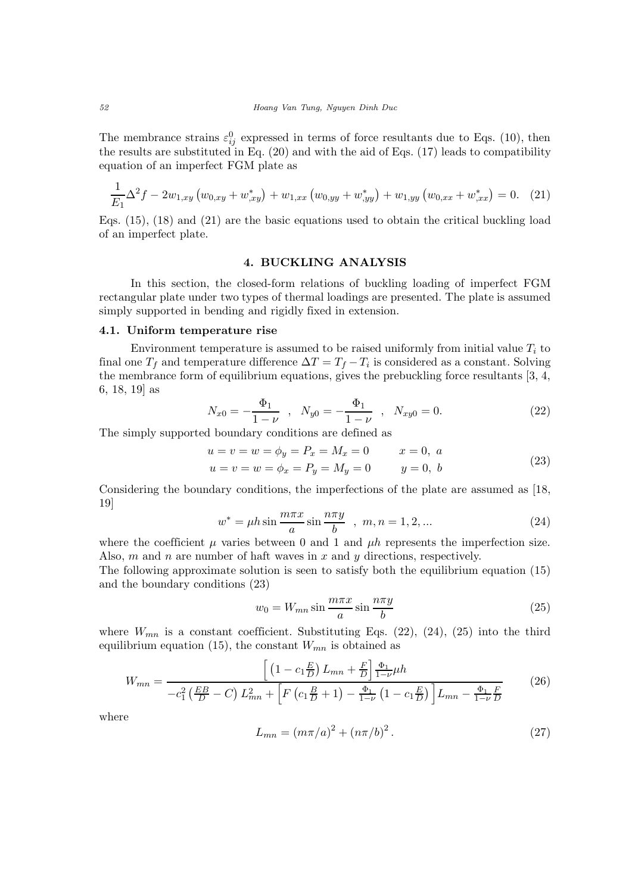The membrance strains $\varepsilon_{ij}^0$ expressed in terms of force resultants due to Eqs. (10), then the results are substituted in Eq. (20) and with the aid of Eqs. (17) leads to compatibility equation of an imperfect FGM plate as

$$\frac{1}{E_1}\Delta^2 f - 2w_{1,xy}\left(w_{0,xy} + w^*_{,xy}\right) + w_{1,xx}\left(w_{0,yy} + w^*_{,yy}\right) + w_{1,yy}\left(w_{0,xx} + w^*_{,xx}\right) = 0. \quad (21)$$

Eqs. (15), (18) and (21) are the basic equations used to obtain the critical buckling load of an imperfect plate.

## 4. BUCKLING ANALYSIS

In this section, the closed-form relations of buckling loading of imperfect FGM rectangular plate under two types of thermal loadings are presented. The plate is assumed simply supported in bending and rigidly fixed in extension.

### 4.1. Uniform temperature rise

Environment temperature is assumed to be raised uniformly from initial value $T_i$ to final one $T_f$ and temperature difference $\Delta T = T_f - T_i$ is considered as a constant. Solving the membrance form of equilibrium equations, gives the prebuckling force resultants [3, 4, 6, 18, 19] as

$$N_{x0} = -\frac{\Phi_1}{1-\nu} \quad , \quad N_{y0} = -\frac{\Phi_1}{1-\nu} \quad , \quad N_{xy0} = 0. \quad (22)$$

The simply supported boundary conditions are defined as

$$\begin{aligned} u = v = w = \phi_y = P_x = M_x = 0 \qquad & x = 0,\ a \\ u = v = w = \phi_x = P_y = M_y = 0 \qquad & y = 0,\ b \end{aligned} \quad (23)$$

Considering the boundary conditions, the imperfections of the plate are assumed as [18, 19]

$$w^* = \mu h \sin\frac{m\pi x}{a}\sin\frac{n\pi y}{b} \quad , \ m, n = 1, 2, ... \quad (24)$$

where the coefficient $\mu$ varies between 0 and 1 and $\mu h$ represents the imperfection size. Also, $m$ and $n$ are number of haft waves in $x$ and $y$ directions, respectively.
The following approximate solution is seen to satisfy both the equilibrium equation (15) and the boundary conditions (23)

$$w_0 = W_{mn}\sin\frac{m\pi x}{a}\sin\frac{n\pi y}{b} \quad (25)$$

where $W_{mn}$ is a constant coefficient. Substituting Eqs. (22), (24), (25) into the third equilibrium equation (15), the constant $W_{mn}$ is obtained as

$$W_{mn} = \frac{\left[\left(1 - c_1\frac{E}{D}\right)L_{mn} + \frac{F}{D}\right]\frac{\Phi_1}{1-\nu}\mu h}{-c_1^2\left(\frac{EB}{D} - C\right)L_{mn}^2 + \left[F\left(c_1\frac{B}{D} + 1\right) - \frac{\Phi_1}{1-\nu}\left(1 - c_1\frac{E}{D}\right)\right]L_{mn} - \frac{\Phi_1}{1-\nu}\frac{F}{D}} \quad (26)$$

where

$$L_{mn} = \left(m\pi/a\right)^2 + \left(n\pi/b\right)^2. \quad (27)$$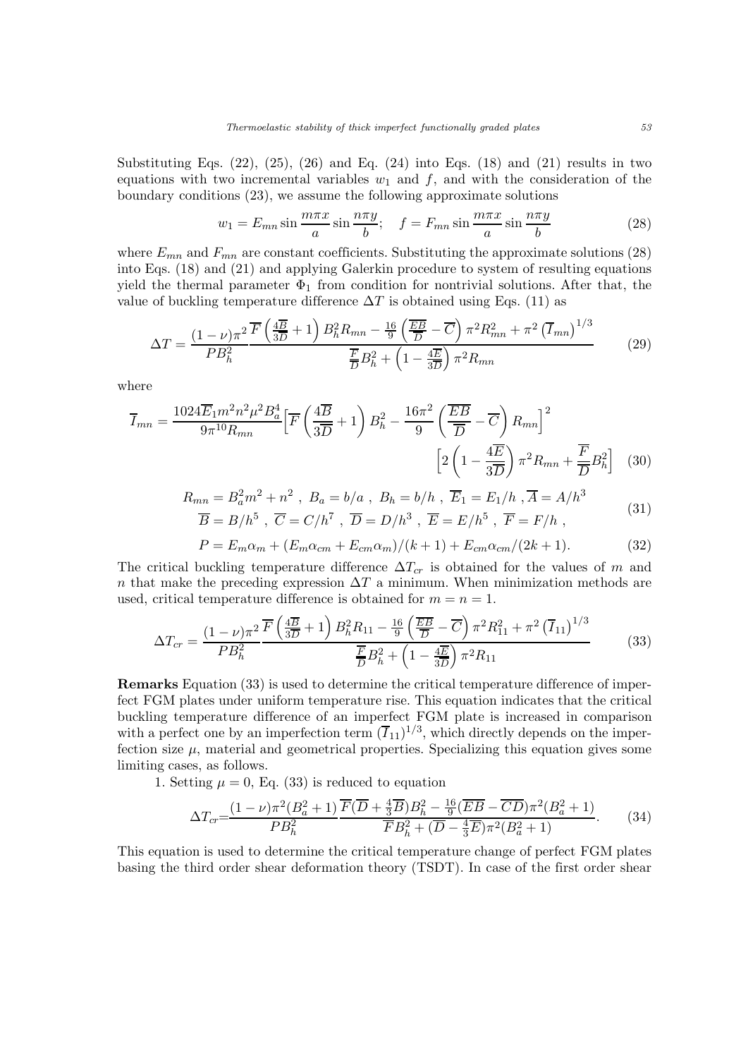Substituting Eqs. (22), (25), (26) and Eq. (24) into Eqs. (18) and (21) results in two equations with two incremental variables $w_1$ and $f$, and with the consideration of the boundary conditions (23), we assume the following approximate solutions

$$w_1 = E_{mn} \sin\frac{m\pi x}{a} \sin\frac{n\pi y}{b}; \quad f = F_{mn} \sin\frac{m\pi x}{a} \sin\frac{n\pi y}{b} \tag{28}$$

where $E_{mn}$ and $F_{mn}$ are constant coefficients. Substituting the approximate solutions (28) into Eqs. (18) and (21) and applying Galerkin procedure to system of resulting equations yield the thermal parameter $\Phi_1$ from condition for nontrivial solutions. After that, the value of buckling temperature difference $\Delta T$ is obtained using Eqs. (11) as

$$\Delta T = \frac{(1-\nu)\pi^2}{PB_h^2} \frac{\overline{F}\left(\frac{4\overline{B}}{3\overline{D}}+1\right)B_h^2 R_{mn} - \frac{16}{9}\left(\frac{\overline{EB}}{\overline{D}} - \overline{C}\right)\pi^2 R_{mn}^2 + \pi^2\left(\overline{I}_{mn}\right)^{1/3}}{\frac{\overline{F}}{\overline{D}}B_h^2 + \left(1 - \frac{4\overline{E}}{3\overline{D}}\right)\pi^2 R_{mn}} \tag{29}$$

where

$$\overline{I}_{mn} = \frac{1024\overline{E}_1 m^2 n^2 \mu^2 B_a^4}{9\pi^{10} R_{mn}} \Big[\overline{F}\left(\frac{4\overline{B}}{3\overline{D}}+1\right)B_h^2 - \frac{16\pi^2}{9}\left(\frac{\overline{EB}}{\overline{D}} - \overline{C}\right)R_{mn}\Big]^2 \Big[2\left(1 - \frac{4\overline{E}}{3\overline{D}}\right)\pi^2 R_{mn} + \frac{\overline{F}}{\overline{D}}B_h^2\Big] \tag{30}$$

$$\begin{gathered} R_{mn} = B_a^2 m^2 + n^2 \ , \ B_a = b/a \ , \ B_h = b/h \ , \ \overline{E}_1 = E_1/h \ , \overline{A} = A/h^3 \\ \overline{B} = B/h^5 \ , \ \overline{C} = C/h^7 \ , \ \overline{D} = D/h^3 \ , \ \overline{E} = E/h^5 \ , \ \overline{F} = F/h \ , \end{gathered} \tag{31}$$

$$P = E_m\alpha_m + (E_m\alpha_{cm} + E_{cm}\alpha_m)/(k+1) + E_{cm}\alpha_{cm}/(2k+1). \tag{32}$$

The critical buckling temperature difference $\Delta T_{cr}$ is obtained for the values of $m$ and $n$ that make the preceding expression $\Delta T$ a minimum. When minimization methods are used, critical temperature difference is obtained for $m = n = 1$.

$$\Delta T_{cr} = \frac{(1-\nu)\pi^2}{PB_h^2} \frac{\overline{F}\left(\frac{4\overline{B}}{3\overline{D}}+1\right)B_h^2 R_{11} - \frac{16}{9}\left(\frac{\overline{EB}}{\overline{D}} - \overline{C}\right)\pi^2 R_{11}^2 + \pi^2\left(\overline{I}_{11}\right)^{1/3}}{\frac{\overline{F}}{\overline{D}}B_h^2 + \left(1 - \frac{4\overline{E}}{3\overline{D}}\right)\pi^2 R_{11}} \tag{33}$$

**Remarks** Equation (33) is used to determine the critical temperature difference of imperfect FGM plates under uniform temperature rise. This equation indicates that the critical buckling temperature difference of an imperfect FGM plate is increased in comparison with a perfect one by an imperfection term $(\overline{I}_{11})^{1/3}$, which directly depends on the imperfection size $\mu$, material and geometrical properties. Specializing this equation gives some limiting cases, as follows.

1. Setting $\mu = 0$, Eq. (33) is reduced to equation

$$\Delta T_{cr} = \frac{(1-\nu)\pi^2(B_a^2+1)}{PB_h^2} \frac{\overline{F}(\overline{D} + \frac{4}{3}\overline{B})B_h^2 - \frac{16}{9}(\overline{EB} - \overline{CD})\pi^2(B_a^2+1)}{\overline{F}B_h^2 + (\overline{D} - \frac{4}{3}\overline{E})\pi^2(B_a^2+1)}. \tag{34}$$

This equation is used to determine the critical temperature change of perfect FGM plates basing the third order shear deformation theory (TSDT). In case of the first order shear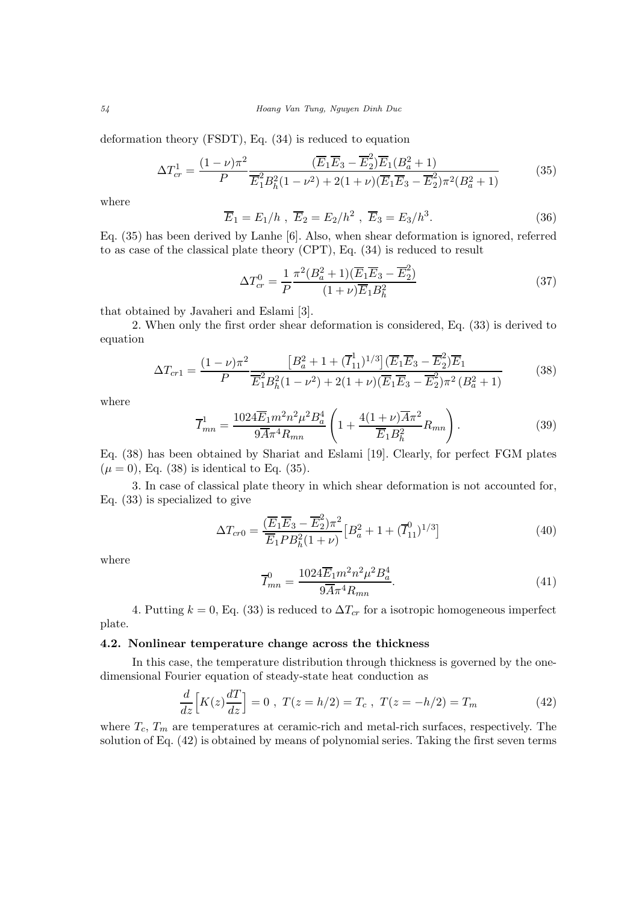deformation theory (FSDT), Eq. (34) is reduced to equation

$$\Delta T_{cr}^{1} = \frac{(1-\nu)\pi^2}{P} \frac{(\overline{E}_1\overline{E}_3 - \overline{E}_2^2)\overline{E}_1(B_a^2+1)}{\overline{E}_1^2 B_h^2(1-\nu^2) + 2(1+\nu)(\overline{E}_1\overline{E}_3 - \overline{E}_2^2)\pi^2(B_a^2+1)} \tag{35}$$

where

$$\overline{E}_1 = E_1/h \ , \ \overline{E}_2 = E_2/h^2 \ , \ \overline{E}_3 = E_3/h^3. \tag{36}$$

Eq. (35) has been derived by Lanhe [6]. Also, when shear deformation is ignored, referred to as case of the classical plate theory (CPT), Eq. (34) is reduced to result

$$\Delta T_{cr}^{0} = \frac{1}{P} \frac{\pi^2(B_a^2+1)(\overline{E}_1\overline{E}_3 - \overline{E}_2^2)}{(1+\nu)\overline{E}_1 B_h^2} \tag{37}$$

that obtained by Javaheri and Eslami [3].

2. When only the first order shear deformation is considered, Eq. (33) is derived to equation

$$\Delta T_{cr1} = \frac{(1-\nu)\pi^2}{P} \frac{\left[B_a^2 + 1 + (\overline{I}_{11}^1)^{1/3}\right](\overline{E}_1\overline{E}_3 - \overline{E}_2^2)\overline{E}_1}{\overline{E}_1^2 B_h^2(1-\nu^2) + 2(1+\nu)(\overline{E}_1\overline{E}_3 - \overline{E}_2^2)\pi^2\,(B_a^2+1)} \tag{38}$$

where

$$\overline{I}_{mn}^1 = \frac{1024\overline{E}_1 m^2 n^2 \mu^2 B_a^4}{9\overline{A}\pi^4 R_{mn}} \left(1 + \frac{4(1+\nu)\overline{A}\pi^2}{\overline{E}_1 B_h^2} R_{mn}\right). \tag{39}$$

Eq. (38) has been obtained by Shariat and Eslami [19]. Clearly, for perfect FGM plates ($\mu = 0$), Eq. (38) is identical to Eq. (35).

3. In case of classical plate theory in which shear deformation is not accounted for, Eq. (33) is specialized to give

$$\Delta T_{cr0} = \frac{(\overline{E}_1\overline{E}_3 - \overline{E}_2^2)\pi^2}{\overline{E}_1 P B_h^2(1+\nu)}\left[B_a^2 + 1 + (\overline{I}_{11}^0)^{1/3}\right] \tag{40}$$

where

$$\overline{I}_{mn}^0 = \frac{1024\overline{E}_1 m^2 n^2 \mu^2 B_a^4}{9\overline{A}\pi^4 R_{mn}}. \tag{41}$$

4. Putting $k = 0$, Eq. (33) is reduced to $\Delta T_{cr}$ for a isotropic homogeneous imperfect plate.

### 4.2. Nonlinear temperature change across the thickness

In this case, the temperature distribution through thickness is governed by the one-dimensional Fourier equation of steady-state heat conduction as

$$\frac{d}{dz}\Big[K(z)\frac{dT}{dz}\Big] = 0 \ , \ T(z = h/2) = T_c \ , \ T(z = -h/2) = T_m \tag{42}$$

where $T_c$, $T_m$ are temperatures at ceramic-rich and metal-rich surfaces, respectively. The solution of Eq. (42) is obtained by means of polynomial series. Taking the first seven terms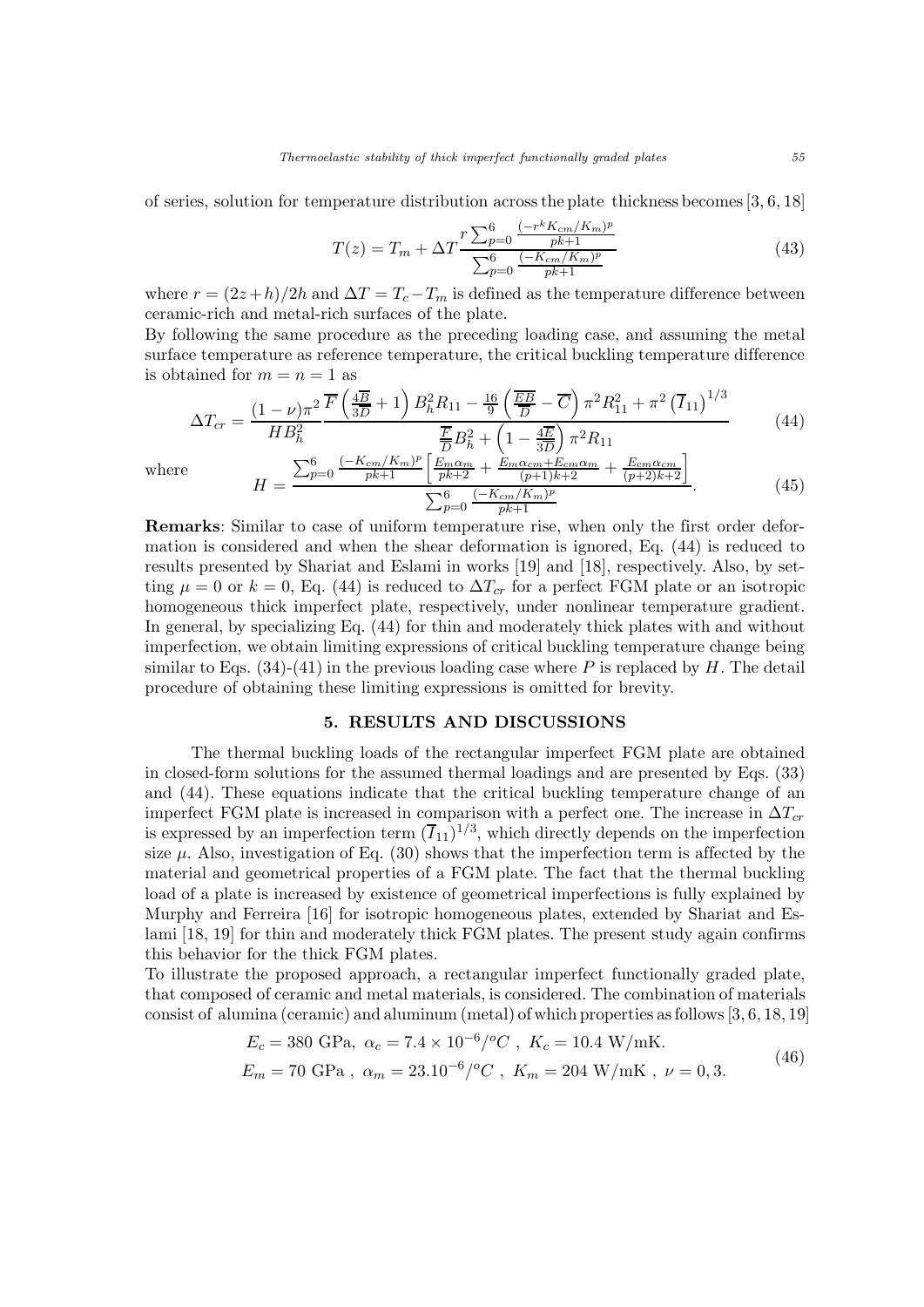of series, solution for temperature distribution across the plate thickness becomes [3, 6, 18]

$$T(z) = T_m + \Delta T \frac{r \sum_{p=0}^{6} \frac{(-r^k K_{cm}/K_m)^p}{pk+1}}{\sum_{p=0}^{6} \frac{(-K_{cm}/K_m)^p}{pk+1}} \tag{43}$$

where $r = (2z+h)/2h$ and $\Delta T = T_c - T_m$ is defined as the temperature difference between ceramic-rich and metal-rich surfaces of the plate.

By following the same procedure as the preceding loading case, and assuming the metal surface temperature as reference temperature, the critical buckling temperature difference is obtained for $m = n = 1$ as

$$\Delta T_{cr} = \frac{(1-\nu)\pi^2}{HB_h^2} \frac{\overline{F}\left(\frac{4\overline{B}}{3\overline{D}}+1\right)B_h^2 R_{11} - \frac{16}{9}\left(\frac{\overline{EB}}{\overline{D}} - \overline{C}\right)\pi^2 R_{11}^2 + \pi^2 \left(\overline{I}_{11}\right)^{1/3}}{\frac{\overline{F}}{\overline{D}}B_h^2 + \left(1 - \frac{4\overline{E}}{3\overline{D}}\right)\pi^2 R_{11}} \tag{44}$$

where

$$H = \frac{\sum_{p=0}^{6} \frac{(-K_{cm}/K_m)^p}{pk+1}\left[\frac{E_m\alpha_m}{pk+2} + \frac{E_m\alpha_{cm} + E_{cm}\alpha_m}{(p+1)k+2} + \frac{E_{cm}\alpha_{cm}}{(p+2)k+2}\right]}{\sum_{p=0}^{6} \frac{(-K_{cm}/K_m)^p}{pk+1}}. \tag{45}$$

**Remarks**: Similar to case of uniform temperature rise, when only the first order deformation is considered and when the shear deformation is ignored, Eq. (44) is reduced to results presented by Shariat and Eslami in works [19] and [18], respectively. Also, by setting $\mu = 0$ or $k = 0$, Eq. (44) is reduced to $\Delta T_{cr}$ for a perfect FGM plate or an isotropic homogeneous thick imperfect plate, respectively, under nonlinear temperature gradient. In general, by specializing Eq. (44) for thin and moderately thick plates with and without imperfection, we obtain limiting expressions of critical buckling temperature change being similar to Eqs. (34)-(41) in the previous loading case where $P$ is replaced by $H$. The detail procedure of obtaining these limiting expressions is omitted for brevity.

## 5. RESULTS AND DISCUSSIONS

The thermal buckling loads of the rectangular imperfect FGM plate are obtained in closed-form solutions for the assumed thermal loadings and are presented by Eqs. (33) and (44). These equations indicate that the critical buckling temperature change of an imperfect FGM plate is increased in comparison with a perfect one. The increase in $\Delta T_{cr}$ is expressed by an imperfection term $(\overline{I}_{11})^{1/3}$, which directly depends on the imperfection size $\mu$. Also, investigation of Eq. (30) shows that the imperfection term is affected by the material and geometrical properties of a FGM plate. The fact that the thermal buckling load of a plate is increased by existence of geometrical imperfections is fully explained by Murphy and Ferreira [16] for isotropic homogeneous plates, extended by Shariat and Eslami [18, 19] for thin and moderately thick FGM plates. The present study again confirms this behavior for the thick FGM plates.

To illustrate the proposed approach, a rectangular imperfect functionally graded plate, that composed of ceramic and metal materials, is considered. The combination of materials consist of alumina (ceramic) and aluminum (metal) of which properties as follows [3, 6, 18, 19]

$$\begin{aligned} &E_c = 380 \text{ GPa}, \ \alpha_c = 7.4 \times 10^{-6}/^oC \ , \ K_c = 10.4 \text{ W/mK}. \\ &E_m = 70 \text{ GPa} \ , \ \alpha_m = 23.10^{-6}/^oC \ , \ K_m = 204 \text{ W/mK} \ , \ \nu = 0,3. \end{aligned} \tag{46}$$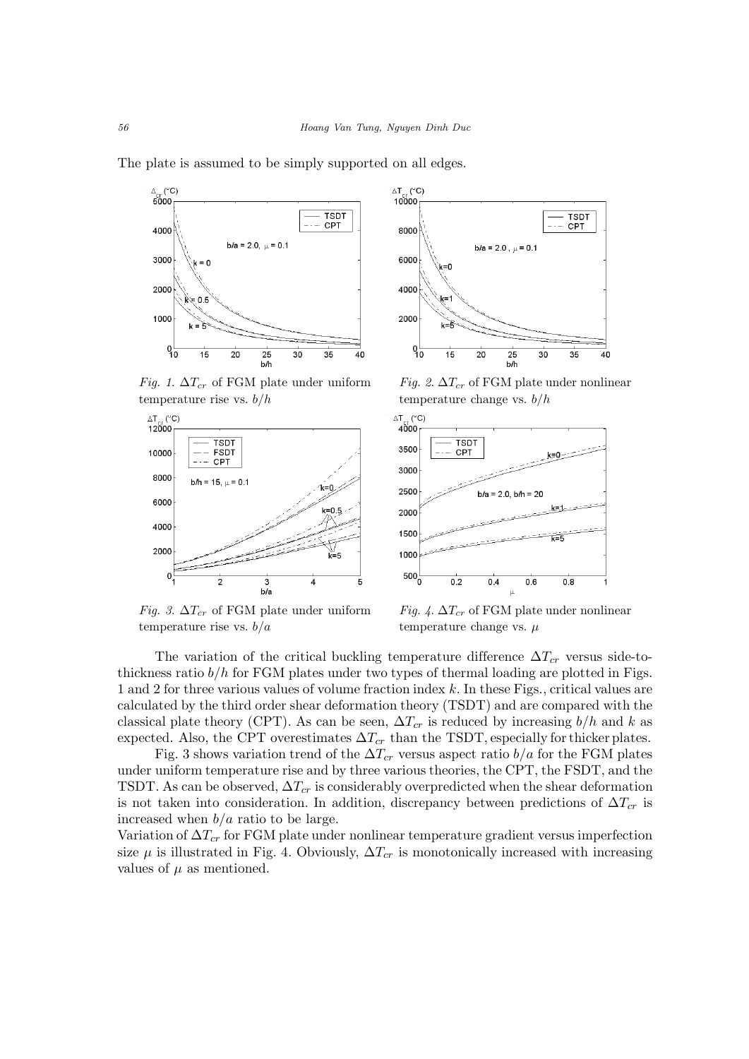The plate is assumed to be simply supported on all edges.

*Fig. 1.* $\Delta T_{cr}$ of FGM plate under uniform temperature rise vs. $b/h$

*Fig. 2.* $\Delta T_{cr}$ of FGM plate under nonlinear temperature change vs. $b/h$

*Fig. 3.* $\Delta T_{cr}$ of FGM plate under uniform temperature rise vs. $b/a$

*Fig. 4.* $\Delta T_{cr}$ of FGM plate under nonlinear temperature change vs. $\mu$

The variation of the critical buckling temperature difference $\Delta T_{cr}$ versus side-to-thickness ratio $b/h$ for FGM plates under two types of thermal loading are plotted in Figs. 1 and 2 for three various values of volume fraction index $k$. In these Figs., critical values are calculated by the third order shear deformation theory (TSDT) and are compared with the classical plate theory (CPT). As can be seen, $\Delta T_{cr}$ is reduced by increasing $b/h$ and $k$ as expected. Also, the CPT overestimates $\Delta T_{cr}$ than the TSDT, especially for thicker plates.

Fig. 3 shows variation trend of the $\Delta T_{cr}$ versus aspect ratio $b/a$ for the FGM plates under uniform temperature rise and by three various theories, the CPT, the FSDT, and the TSDT. As can be observed, $\Delta T_{cr}$ is considerably overpredicted when the shear deformation is not taken into consideration. In addition, discrepancy between predictions of $\Delta T_{cr}$ is increased when $b/a$ ratio to be large.

Variation of $\Delta T_{cr}$ for FGM plate under nonlinear temperature gradient versus imperfection size $\mu$ is illustrated in Fig. 4. Obviously, $\Delta T_{cr}$ is monotonically increased with increasing values of $\mu$ as mentioned.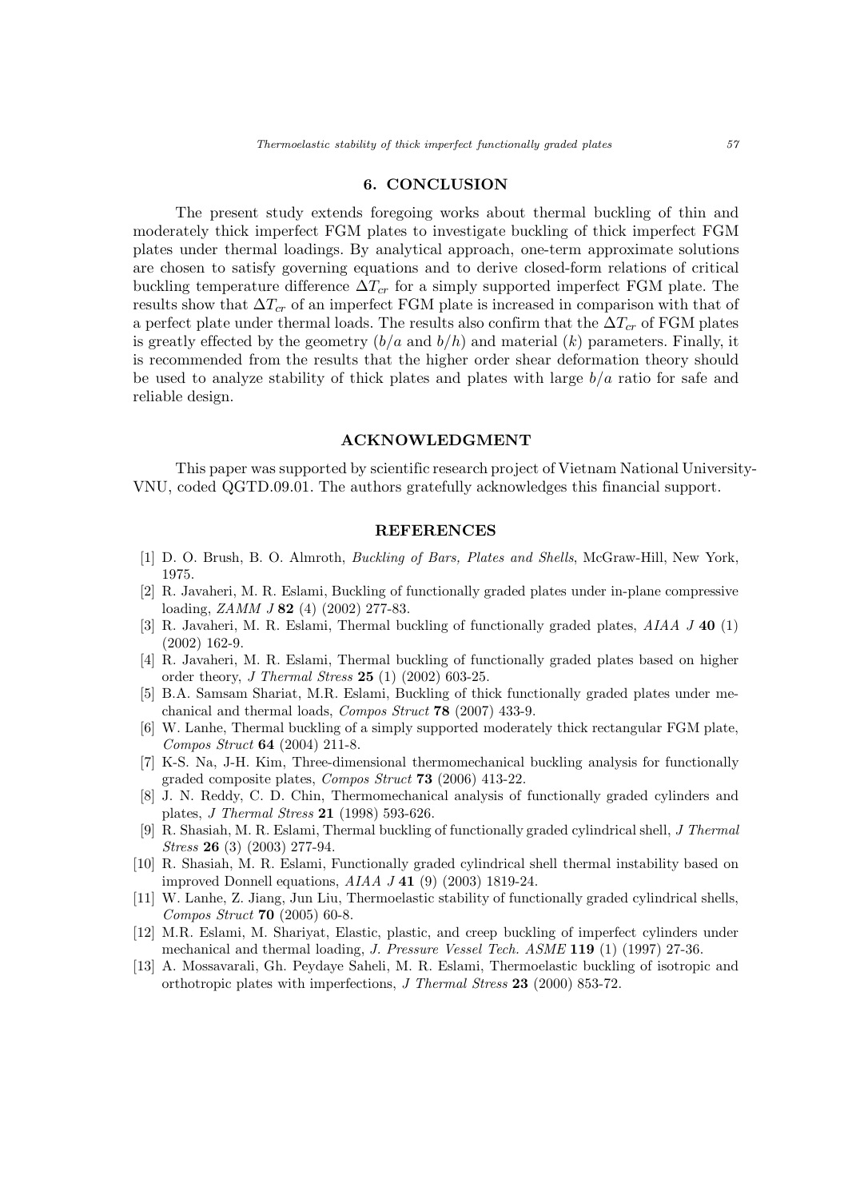## 6. CONCLUSION

The present study extends foregoing works about thermal buckling of thin and moderately thick imperfect FGM plates to investigate buckling of thick imperfect FGM plates under thermal loadings. By analytical approach, one-term approximate solutions are chosen to satisfy governing equations and to derive closed-form relations of critical buckling temperature difference $\Delta T_{cr}$ for a simply supported imperfect FGM plate. The results show that $\Delta T_{cr}$ of an imperfect FGM plate is increased in comparison with that of a perfect plate under thermal loads. The results also confirm that the $\Delta T_{cr}$ of FGM plates is greatly effected by the geometry ($b/a$ and $b/h$) and material ($k$) parameters. Finally, it is recommended from the results that the higher order shear deformation theory should be used to analyze stability of thick plates and plates with large $b/a$ ratio for safe and reliable design.

## ACKNOWLEDGMENT

This paper was supported by scientific research project of Vietnam National University-VNU, coded QGTD.09.01. The authors gratefully acknowledges this financial support.

## REFERENCES

[1] D. O. Brush, B. O. Almroth, *Buckling of Bars, Plates and Shells*, McGraw-Hill, New York, 1975.

[2] R. Javaheri, M. R. Eslami, Buckling of functionally graded plates under in-plane compressive loading, *ZAMM J* **82** (4) (2002) 277-83.

[3] R. Javaheri, M. R. Eslami, Thermal buckling of functionally graded plates, *AIAA J* **40** (1) (2002) 162-9.

[4] R. Javaheri, M. R. Eslami, Thermal buckling of functionally graded plates based on higher order theory, *J Thermal Stress* **25** (1) (2002) 603-25.

[5] B.A. Samsam Shariat, M.R. Eslami, Buckling of thick functionally graded plates under mechanical and thermal loads, *Compos Struct* **78** (2007) 433-9.

[6] W. Lanhe, Thermal buckling of a simply supported moderately thick rectangular FGM plate, *Compos Struct* **64** (2004) 211-8.

[7] K-S. Na, J-H. Kim, Three-dimensional thermomechanical buckling analysis for functionally graded composite plates, *Compos Struct* **73** (2006) 413-22.

[8] J. N. Reddy, C. D. Chin, Thermomechanical analysis of functionally graded cylinders and plates, *J Thermal Stress* **21** (1998) 593-626.

[9] R. Shasiah, M. R. Eslami, Thermal buckling of functionally graded cylindrical shell, *J Thermal Stress* **26** (3) (2003) 277-94.

[10] R. Shasiah, M. R. Eslami, Functionally graded cylindrical shell thermal instability based on improved Donnell equations, *AIAA J* **41** (9) (2003) 1819-24.

[11] W. Lanhe, Z. Jiang, Jun Liu, Thermoelastic stability of functionally graded cylindrical shells, *Compos Struct* **70** (2005) 60-8.

[12] M.R. Eslami, M. Shariyat, Elastic, plastic, and creep buckling of imperfect cylinders under mechanical and thermal loading, *J. Pressure Vessel Tech. ASME* **119** (1) (1997) 27-36.

[13] A. Mossavarali, Gh. Peydaye Saheli, M. R. Eslami, Thermoelastic buckling of isotropic and orthotropic plates with imperfections, *J Thermal Stress* **23** (2000) 853-72.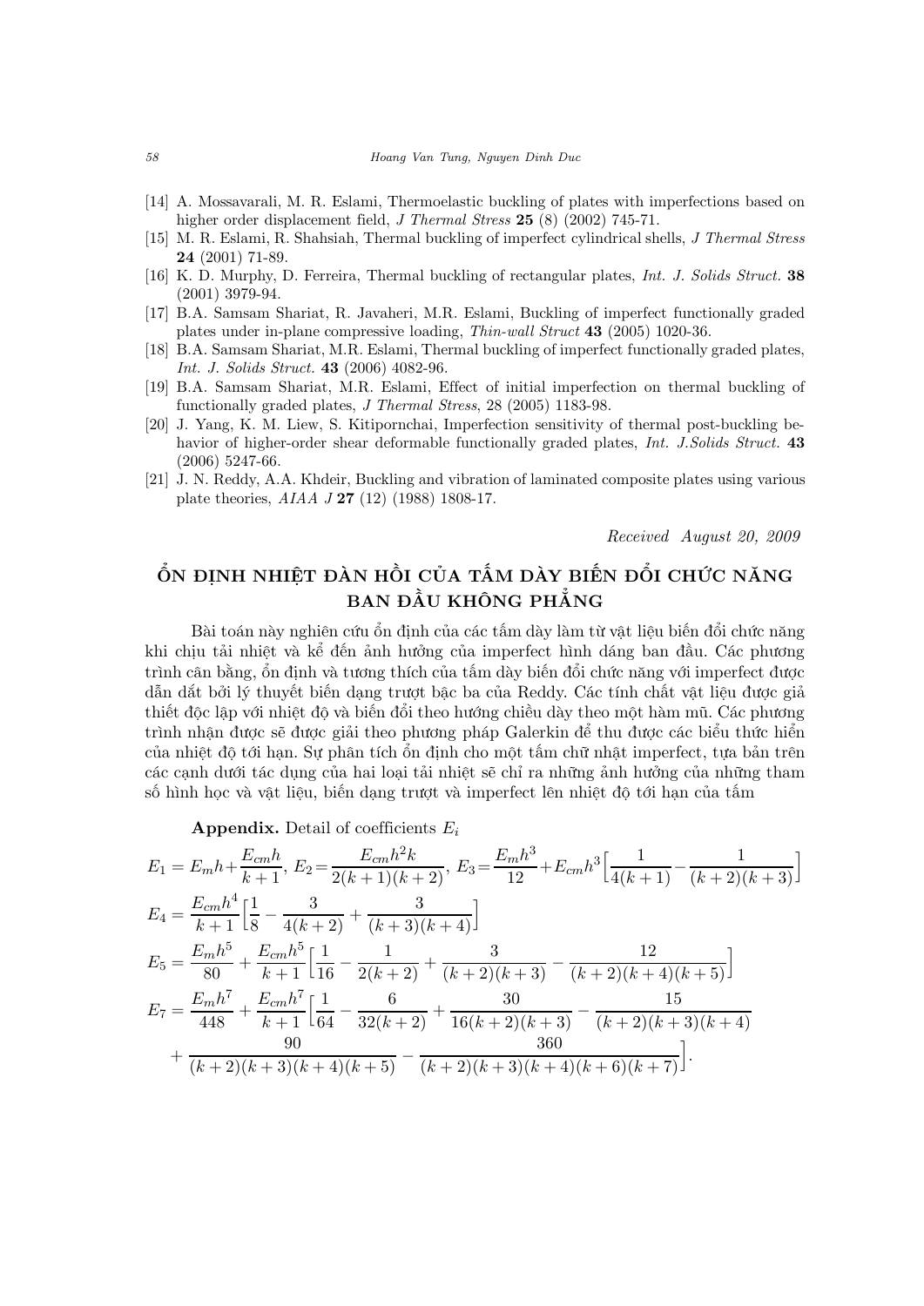[14] A. Mossavarali, M. R. Eslami, Thermoelastic buckling of plates with imperfections based on higher order displacement field, *J Thermal Stress* **25** (8) (2002) 745-71.

[15] M. R. Eslami, R. Shahsiah, Thermal buckling of imperfect cylindrical shells, *J Thermal Stress* **24** (2001) 71-89.

[16] K. D. Murphy, D. Ferreira, Thermal buckling of rectangular plates, *Int. J. Solids Struct.* **38** (2001) 3979-94.

[17] B.A. Samsam Shariat, R. Javaheri, M.R. Eslami, Buckling of imperfect functionally graded plates under in-plane compressive loading, *Thin-wall Struct* **43** (2005) 1020-36.

[18] B.A. Samsam Shariat, M.R. Eslami, Thermal buckling of imperfect functionally graded plates, *Int. J. Solids Struct.* **43** (2006) 4082-96.

[19] B.A. Samsam Shariat, M.R. Eslami, Effect of initial imperfection on thermal buckling of functionally graded plates, *J Thermal Stress*, 28 (2005) 1183-98.

[20] J. Yang, K. M. Liew, S. Kitipornchai, Imperfection sensitivity of thermal post-buckling behavior of higher-order shear deformable functionally graded plates, *Int. J.Solids Struct.* **43** (2006) 5247-66.

[21] J. N. Reddy, A.A. Khdeir, Buckling and vibration of laminated composite plates using various plate theories, *AIAA J* **27** (12) (1988) 1808-17.

*Received August 20, 2009*

## ỔN ĐỊNH NHIỆT ĐÀN HỒI CỦA TẤM DÀY BIẾN ĐỔI CHỨC NĂNG BAN ĐẦU KHÔNG PHẲNG

Bài toán này nghiên cứu ổn định của các tấm dày làm từ vật liệu biến đổi chức năng khi chịu tải nhiệt và kể đến ảnh hưởng của imperfect hình dáng ban đầu. Các phương trình cân bằng, ổn định và tương thích của tấm dày biến đổi chức năng với imperfect được dẫn dắt bởi lý thuyết biến dạng trượt bậc ba của Reddy. Các tính chất vật liệu được giả thiết độc lập với nhiệt độ và biến đổi theo hướng chiều dày theo một hàm mũ. Các phương trình nhận được sẽ được giải theo phương pháp Galerkin để thu được các biểu thức hiển của nhiệt độ tới hạn. Sự phân tích ổn định cho một tấm chữ nhật imperfect, tựa bản trên các cạnh dưới tác dụng của hai loại tải nhiệt sẽ chỉ ra những ảnh hưởng của những tham số hình học và vật liệu, biến dạng trượt và imperfect lên nhiệt độ tới hạn của tấm

**Appendix.** Detail of coefficients $E_i$

$$E_1 = E_m h + \frac{E_{cm}h}{k+1},\ E_2 = \frac{E_{cm}h^2 k}{2(k+1)(k+2)},\ E_3 = \frac{E_m h^3}{12} + E_{cm}h^3\Big[\frac{1}{4(k+1)} - \frac{1}{(k+2)(k+3)}\Big]$$

$$E_4 = \frac{E_{cm}h^4}{k+1}\Big[\frac{1}{8} - \frac{3}{4(k+2)} + \frac{3}{(k+3)(k+4)}\Big]$$

$$E_5 = \frac{E_m h^5}{80} + \frac{E_{cm}h^5}{k+1}\Big[\frac{1}{16} - \frac{1}{2(k+2)} + \frac{3}{(k+2)(k+3)} - \frac{12}{(k+2)(k+4)(k+5)}\Big]$$

$$E_7 = \frac{E_m h^7}{448} + \frac{E_{cm}h^7}{k+1}\Big[\frac{1}{64} - \frac{6}{32(k+2)} + \frac{30}{16(k+2)(k+3)} - \frac{15}{(k+2)(k+3)(k+4)} + \frac{90}{(k+2)(k+3)(k+4)(k+5)} - \frac{360}{(k+2)(k+3)(k+4)(k+6)(k+7)}\Big].$$